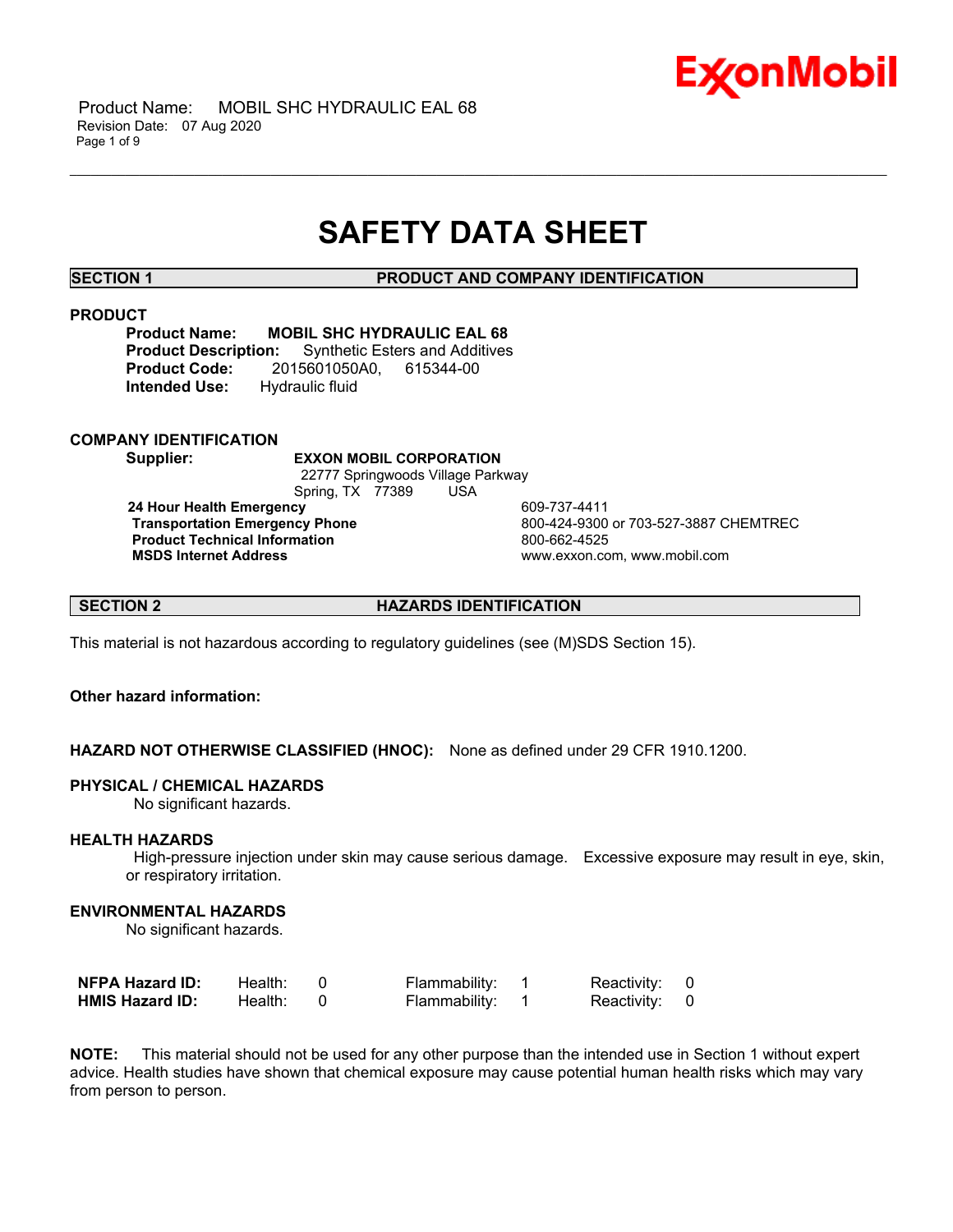# SAFETY DATA SHEET

## SECTION 1 PRODUCT AND COMPANY IDENTIFICATION

### PRODUCT

**Product Name:** **MOBIL SHC HYDRAULIC EAL 68**
**Product Description:** Synthetic Esters and Additives
**Product Code:** 2015601050A0, 615344-00
**Intended Use:** Hydraulic fluid

### COMPANY IDENTIFICATION

**Supplier:** **EXXON MOBIL CORPORATION**
22777 Springwoods Village Parkway
Spring, TX 77389 USA

| | |
|---|---|
| **24 Hour Health Emergency** | 609-737-4411 |
| **Transportation Emergency Phone** | 800-424-9300 or 703-527-3887 CHEMTREC |
| **Product Technical Information** | 800-662-4525 |
| **MSDS Internet Address** | www.exxon.com, www.mobil.com |

## SECTION 2 HAZARDS IDENTIFICATION

This material is not hazardous according to regulatory guidelines (see (M)SDS Section 15).

**Other hazard information:**

**HAZARD NOT OTHERWISE CLASSIFIED (HNOC):** None as defined under 29 CFR 1910.1200.

**PHYSICAL / CHEMICAL HAZARDS**
No significant hazards.

**HEALTH HAZARDS**
High-pressure injection under skin may cause serious damage. Excessive exposure may result in eye, skin, or respiratory irritation.

**ENVIRONMENTAL HAZARDS**
No significant hazards.

| | | | | | | |
|---|---|---|---|---|---|---|
| **NFPA Hazard ID:** | Health: | 0 | Flammability: | 1 | Reactivity: | 0 |
| **HMIS Hazard ID:** | Health: | 0 | Flammability: | 1 | Reactivity: | 0 |

**NOTE:** This material should not be used for any other purpose than the intended use in Section 1 without expert advice. Health studies have shown that chemical exposure may cause potential human health risks which may vary from person to person.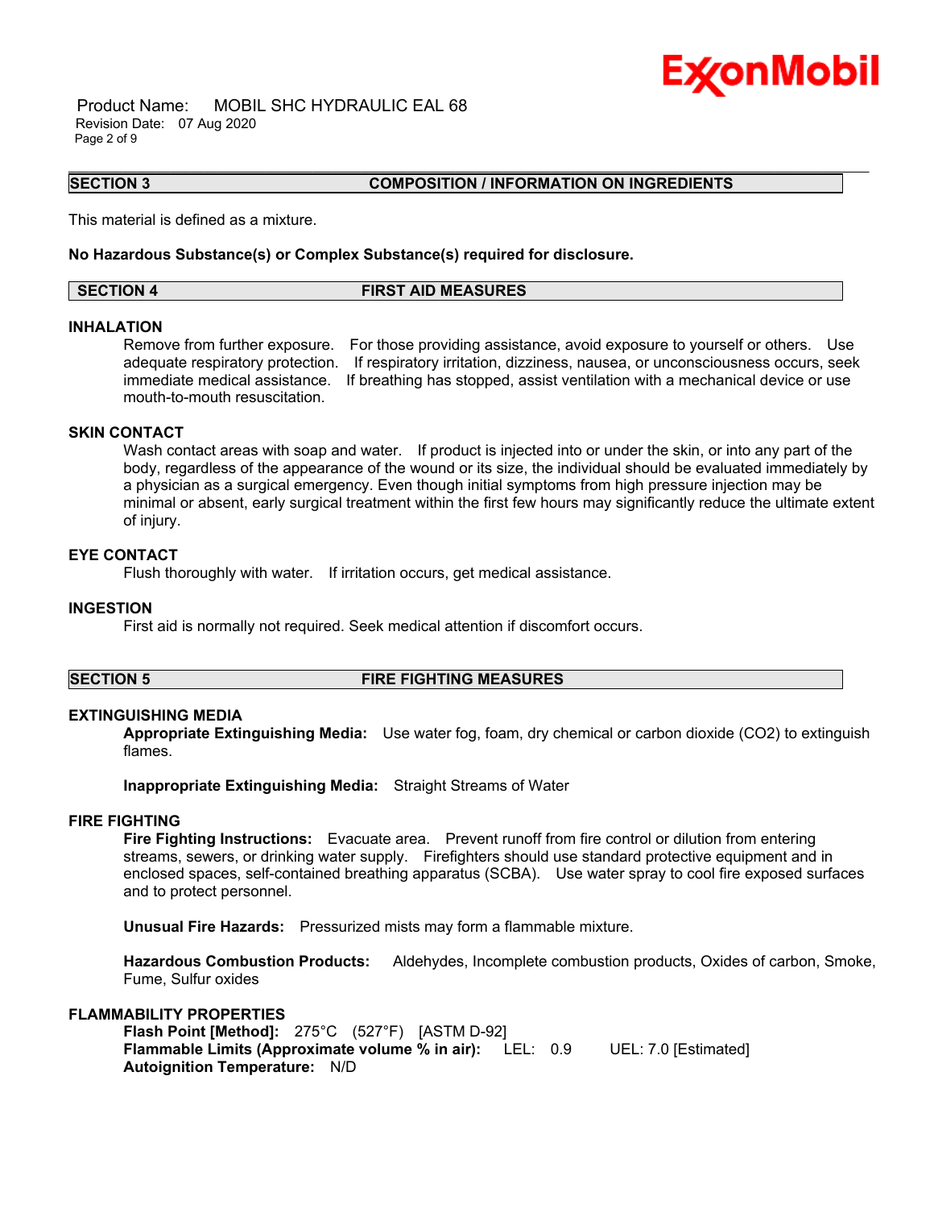## SECTION 3 COMPOSITION / INFORMATION ON INGREDIENTS

This material is defined as a mixture.

**No Hazardous Substance(s) or Complex Substance(s) required for disclosure.**

## SECTION 4 FIRST AID MEASURES

### INHALATION

Remove from further exposure. For those providing assistance, avoid exposure to yourself or others. Use adequate respiratory protection. If respiratory irritation, dizziness, nausea, or unconsciousness occurs, seek immediate medical assistance. If breathing has stopped, assist ventilation with a mechanical device or use mouth-to-mouth resuscitation.

### SKIN CONTACT

Wash contact areas with soap and water. If product is injected into or under the skin, or into any part of the body, regardless of the appearance of the wound or its size, the individual should be evaluated immediately by a physician as a surgical emergency. Even though initial symptoms from high pressure injection may be minimal or absent, early surgical treatment within the first few hours may significantly reduce the ultimate extent of injury.

### EYE CONTACT

Flush thoroughly with water. If irritation occurs, get medical assistance.

### INGESTION

First aid is normally not required. Seek medical attention if discomfort occurs.

## SECTION 5 FIRE FIGHTING MEASURES

### EXTINGUISHING MEDIA

**Appropriate Extinguishing Media:** Use water fog, foam, dry chemical or carbon dioxide ($CO_2$) to extinguish flames.

**Inappropriate Extinguishing Media:** Straight Streams of Water

### FIRE FIGHTING

**Fire Fighting Instructions:** Evacuate area. Prevent runoff from fire control or dilution from entering streams, sewers, or drinking water supply. Firefighters should use standard protective equipment and in enclosed spaces, self-contained breathing apparatus (SCBA). Use water spray to cool fire exposed surfaces and to protect personnel.

**Unusual Fire Hazards:** Pressurized mists may form a flammable mixture.

**Hazardous Combustion Products:** Aldehydes, Incomplete combustion products, Oxides of carbon, Smoke, Fume, Sulfur oxides

### FLAMMABILITY PROPERTIES

**Flash Point [Method]:** 275°C (527°F) [ASTM D-92]
**Flammable Limits (Approximate volume % in air):** LEL: 0.9 UEL: 7.0 [Estimated]
**Autoignition Temperature:** N/D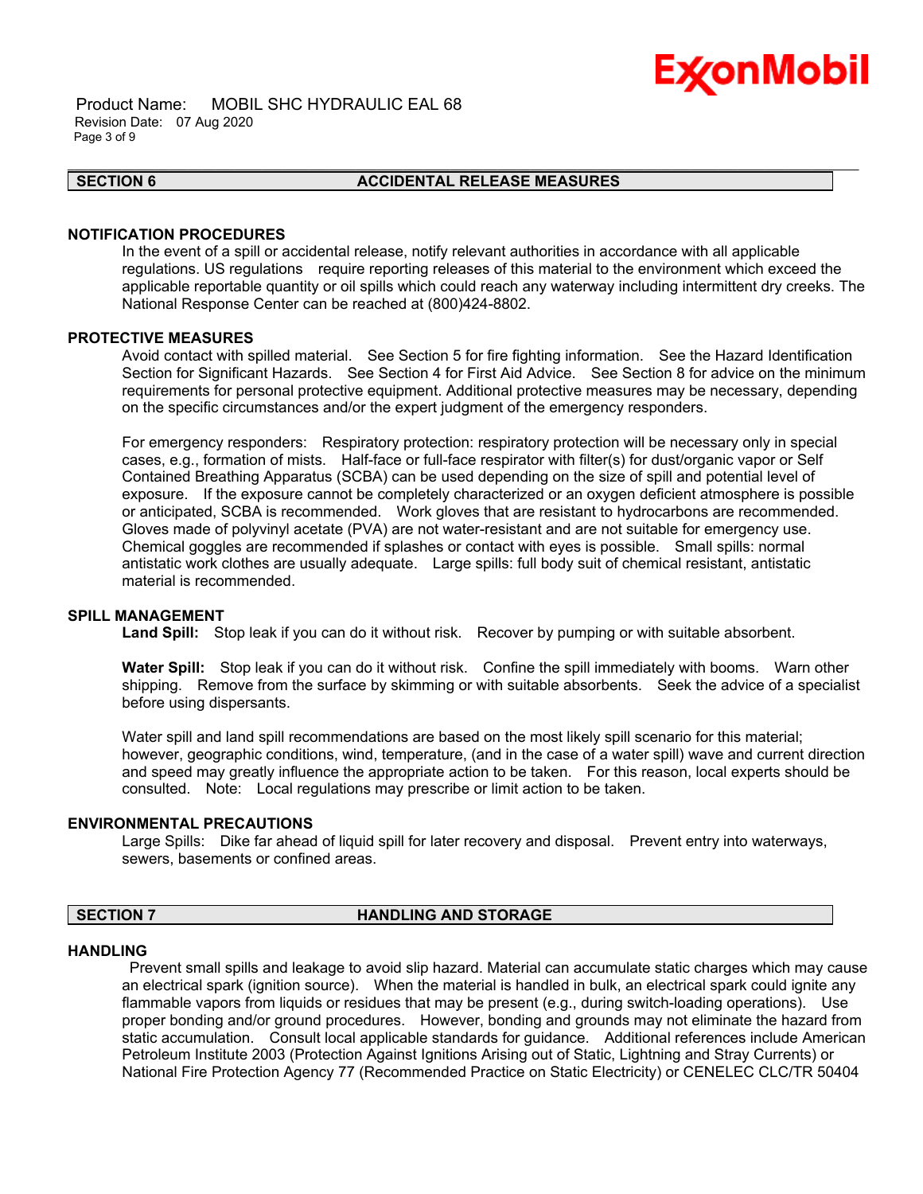## SECTION 6 ACCIDENTAL RELEASE MEASURES

### NOTIFICATION PROCEDURES

In the event of a spill or accidental release, notify relevant authorities in accordance with all applicable regulations. US regulations require reporting releases of this material to the environment which exceed the applicable reportable quantity or oil spills which could reach any waterway including intermittent dry creeks. The National Response Center can be reached at (800)424-8802.

### PROTECTIVE MEASURES

Avoid contact with spilled material. See Section 5 for fire fighting information. See the Hazard Identification Section for Significant Hazards. See Section 4 for First Aid Advice. See Section 8 for advice on the minimum requirements for personal protective equipment. Additional protective measures may be necessary, depending on the specific circumstances and/or the expert judgment of the emergency responders.

For emergency responders: Respiratory protection: respiratory protection will be necessary only in special cases, e.g., formation of mists. Half-face or full-face respirator with filter(s) for dust/organic vapor or Self Contained Breathing Apparatus (SCBA) can be used depending on the size of spill and potential level of exposure. If the exposure cannot be completely characterized or an oxygen deficient atmosphere is possible or anticipated, SCBA is recommended. Work gloves that are resistant to hydrocarbons are recommended. Gloves made of polyvinyl acetate (PVA) are not water-resistant and are not suitable for emergency use. Chemical goggles are recommended if splashes or contact with eyes is possible. Small spills: normal antistatic work clothes are usually adequate. Large spills: full body suit of chemical resistant, antistatic material is recommended.

### SPILL MANAGEMENT

**Land Spill:** Stop leak if you can do it without risk. Recover by pumping or with suitable absorbent.

**Water Spill:** Stop leak if you can do it without risk. Confine the spill immediately with booms. Warn other shipping. Remove from the surface by skimming or with suitable absorbents. Seek the advice of a specialist before using dispersants.

Water spill and land spill recommendations are based on the most likely spill scenario for this material; however, geographic conditions, wind, temperature, (and in the case of a water spill) wave and current direction and speed may greatly influence the appropriate action to be taken. For this reason, local experts should be consulted. Note: Local regulations may prescribe or limit action to be taken.

### ENVIRONMENTAL PRECAUTIONS

Large Spills: Dike far ahead of liquid spill for later recovery and disposal. Prevent entry into waterways, sewers, basements or confined areas.

## SECTION 7 HANDLING AND STORAGE

### HANDLING

Prevent small spills and leakage to avoid slip hazard. Material can accumulate static charges which may cause an electrical spark (ignition source). When the material is handled in bulk, an electrical spark could ignite any flammable vapors from liquids or residues that may be present (e.g., during switch-loading operations). Use proper bonding and/or ground procedures. However, bonding and grounds may not eliminate the hazard from static accumulation. Consult local applicable standards for guidance. Additional references include American Petroleum Institute 2003 (Protection Against Ignitions Arising out of Static, Lightning and Stray Currents) or National Fire Protection Agency 77 (Recommended Practice on Static Electricity) or CENELEC CLC/TR 50404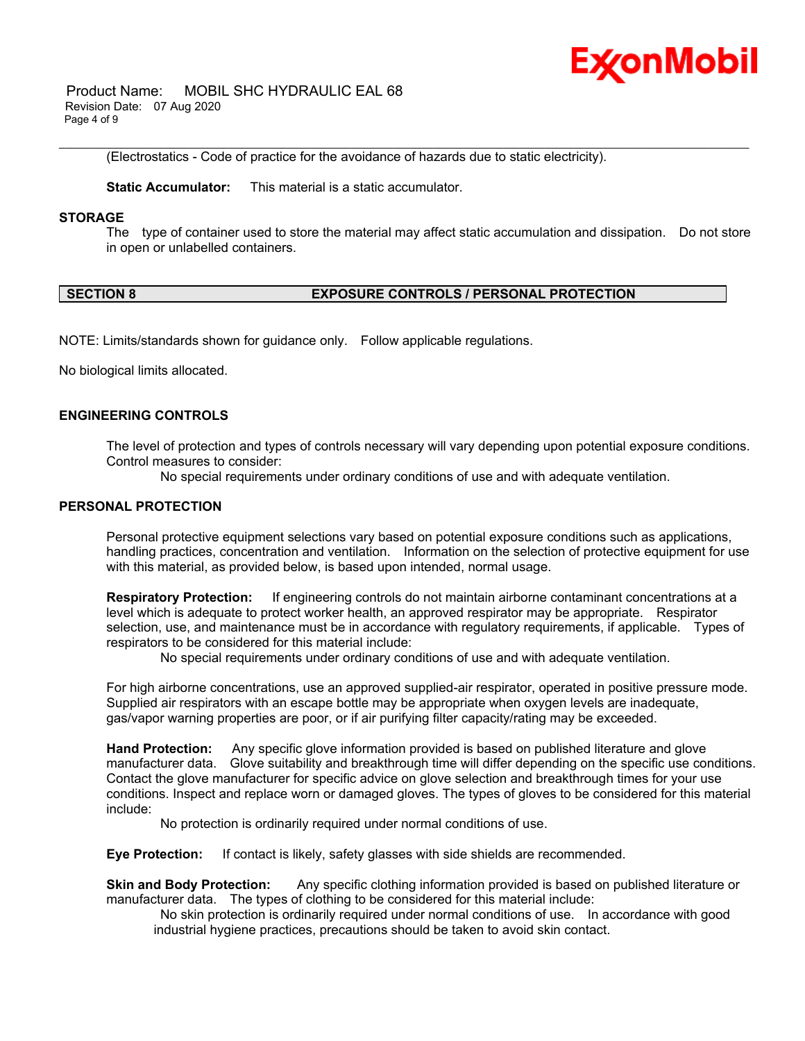(Electrostatics - Code of practice for the avoidance of hazards due to static electricity).

**Static Accumulator:** This material is a static accumulator.

**STORAGE**

The type of container used to store the material may affect static accumulation and dissipation. Do not store in open or unlabelled containers.

## SECTION 8 EXPOSURE CONTROLS / PERSONAL PROTECTION

NOTE: Limits/standards shown for guidance only. Follow applicable regulations.

No biological limits allocated.

### ENGINEERING CONTROLS

The level of protection and types of controls necessary will vary depending upon potential exposure conditions. Control measures to consider:

No special requirements under ordinary conditions of use and with adequate ventilation.

### PERSONAL PROTECTION

Personal protective equipment selections vary based on potential exposure conditions such as applications, handling practices, concentration and ventilation. Information on the selection of protective equipment for use with this material, as provided below, is based upon intended, normal usage.

**Respiratory Protection:** If engineering controls do not maintain airborne contaminant concentrations at a level which is adequate to protect worker health, an approved respirator may be appropriate. Respirator selection, use, and maintenance must be in accordance with regulatory requirements, if applicable. Types of respirators to be considered for this material include:

No special requirements under ordinary conditions of use and with adequate ventilation.

For high airborne concentrations, use an approved supplied-air respirator, operated in positive pressure mode. Supplied air respirators with an escape bottle may be appropriate when oxygen levels are inadequate, gas/vapor warning properties are poor, or if air purifying filter capacity/rating may be exceeded.

**Hand Protection:** Any specific glove information provided is based on published literature and glove manufacturer data. Glove suitability and breakthrough time will differ depending on the specific use conditions. Contact the glove manufacturer for specific advice on glove selection and breakthrough times for your use conditions. Inspect and replace worn or damaged gloves. The types of gloves to be considered for this material include:

No protection is ordinarily required under normal conditions of use.

**Eye Protection:** If contact is likely, safety glasses with side shields are recommended.

**Skin and Body Protection:** Any specific clothing information provided is based on published literature or manufacturer data. The types of clothing to be considered for this material include:

No skin protection is ordinarily required under normal conditions of use. In accordance with good industrial hygiene practices, precautions should be taken to avoid skin contact.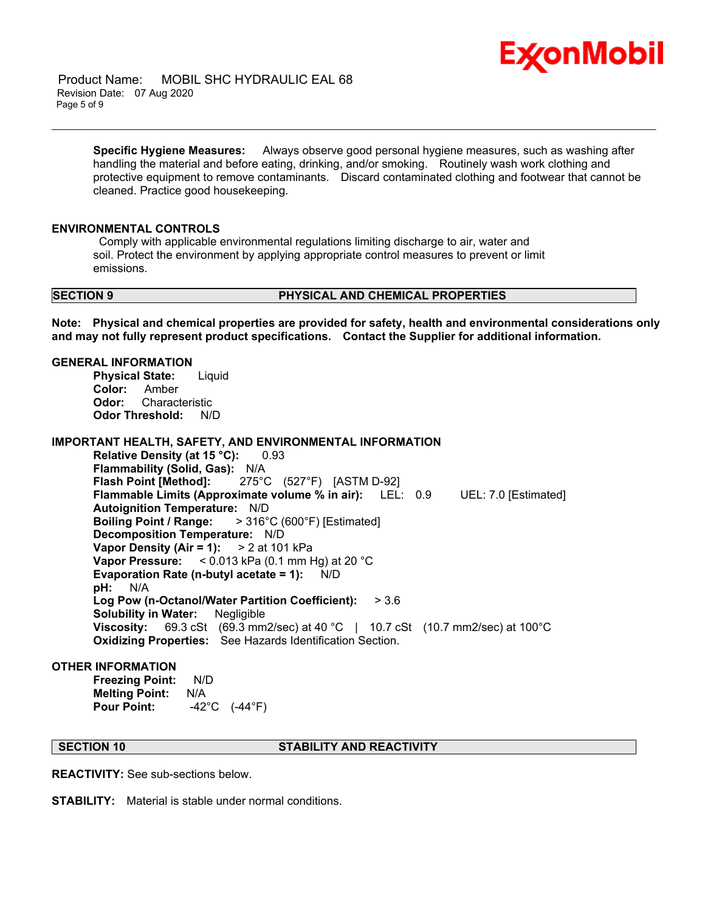**Specific Hygiene Measures:** Always observe good personal hygiene measures, such as washing after handling the material and before eating, drinking, and/or smoking. Routinely wash work clothing and protective equipment to remove contaminants. Discard contaminated clothing and footwear that cannot be cleaned. Practice good housekeeping.

### ENVIRONMENTAL CONTROLS

Comply with applicable environmental regulations limiting discharge to air, water and soil. Protect the environment by applying appropriate control measures to prevent or limit emissions.

## SECTION 9 PHYSICAL AND CHEMICAL PROPERTIES

**Note: Physical and chemical properties are provided for safety, health and environmental considerations only and may not fully represent product specifications. Contact the Supplier for additional information.**

### GENERAL INFORMATION

**Physical State:** Liquid
**Color:** Amber
**Odor:** Characteristic
**Odor Threshold:** N/D

### IMPORTANT HEALTH, SAFETY, AND ENVIRONMENTAL INFORMATION

**Relative Density (at 15 °C):** 0.93
**Flammability (Solid, Gas):** N/A
**Flash Point [Method]:** 275°C (527°F) [ASTM D-92]
**Flammable Limits (Approximate volume % in air):** LEL: 0.9 UEL: 7.0 [Estimated]
**Autoignition Temperature:** N/D
**Boiling Point / Range:** > 316°C (600°F) [Estimated]
**Decomposition Temperature:** N/D
**Vapor Density (Air = 1):** > 2 at 101 kPa
**Vapor Pressure:** < 0.013 kPa (0.1 mm Hg) at 20 °C
**Evaporation Rate (n-butyl acetate = 1):** N/D
**pH:** N/A
**Log Pow (n-Octanol/Water Partition Coefficient):** > 3.6
**Solubility in Water:** Negligible
**Viscosity:** 69.3 cSt (69.3 mm2/sec) at 40 °C | 10.7 cSt (10.7 mm2/sec) at 100°C
**Oxidizing Properties:** See Hazards Identification Section.

### OTHER INFORMATION

**Freezing Point:** N/D
**Melting Point:** N/A
**Pour Point:** -42°C (-44°F)

## SECTION 10 STABILITY AND REACTIVITY

**REACTIVITY:** See sub-sections below.

**STABILITY:** Material is stable under normal conditions.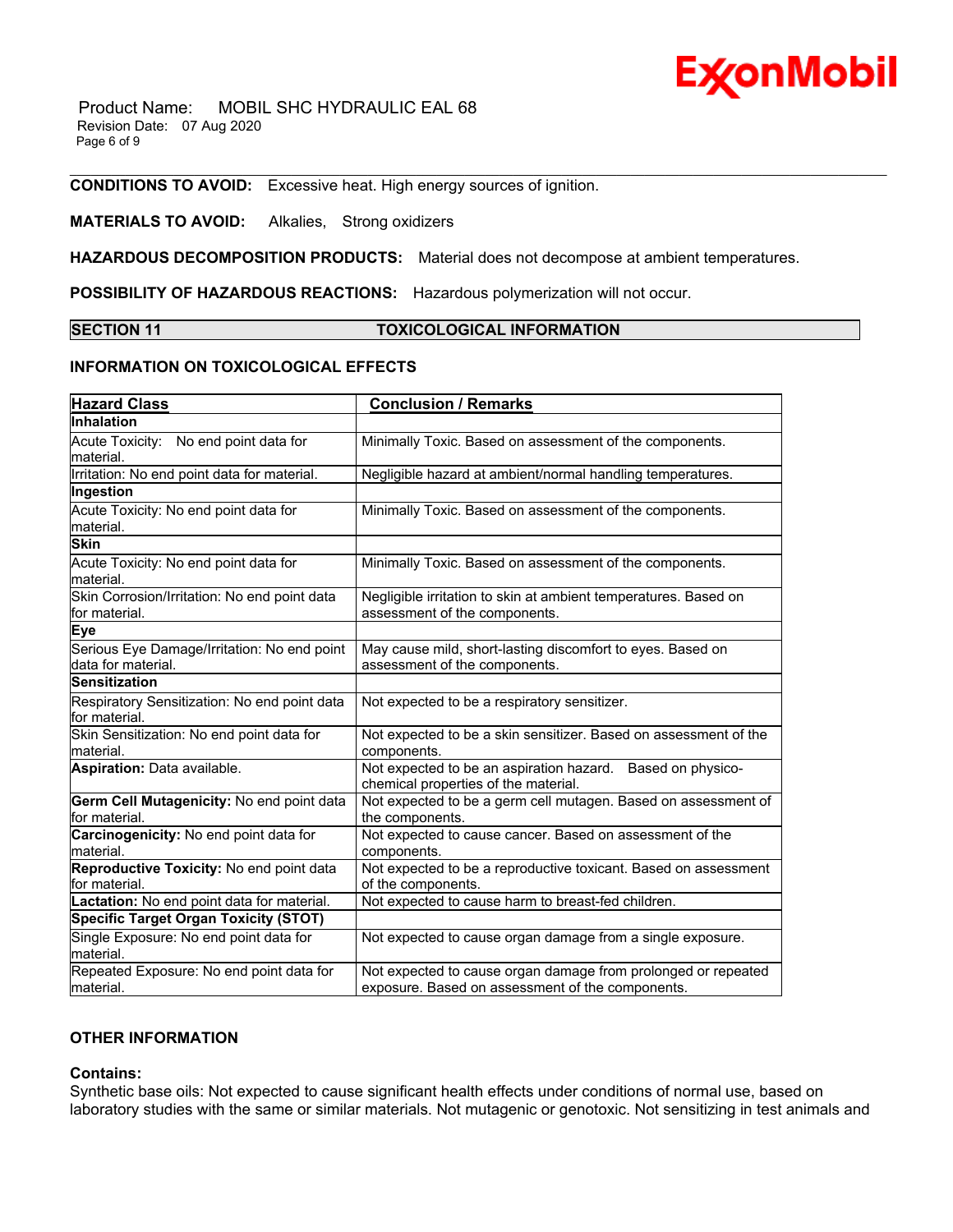**CONDITIONS TO AVOID:** Excessive heat. High energy sources of ignition.

**MATERIALS TO AVOID:** Alkalies, Strong oxidizers

**HAZARDOUS DECOMPOSITION PRODUCTS:** Material does not decompose at ambient temperatures.

**POSSIBILITY OF HAZARDOUS REACTIONS:** Hazardous polymerization will not occur.

## SECTION 11 TOXICOLOGICAL INFORMATION

### INFORMATION ON TOXICOLOGICAL EFFECTS

| Hazard Class | Conclusion / Remarks |
|---|---|
| **Inhalation** | |
| Acute Toxicity: No end point data for material. | Minimally Toxic. Based on assessment of the components. |
| Irritation: No end point data for material. | Negligible hazard at ambient/normal handling temperatures. |
| **Ingestion** | |
| Acute Toxicity: No end point data for material. | Minimally Toxic. Based on assessment of the components. |
| **Skin** | |
| Acute Toxicity: No end point data for material. | Minimally Toxic. Based on assessment of the components. |
| Skin Corrosion/Irritation: No end point data for material. | Negligible irritation to skin at ambient temperatures. Based on assessment of the components. |
| **Eye** | |
| Serious Eye Damage/Irritation: No end point data for material. | May cause mild, short-lasting discomfort to eyes. Based on assessment of the components. |
| **Sensitization** | |
| Respiratory Sensitization: No end point data for material. | Not expected to be a respiratory sensitizer. |
| Skin Sensitization: No end point data for material. | Not expected to be a skin sensitizer. Based on assessment of the components. |
| **Aspiration:** Data available. | Not expected to be an aspiration hazard. Based on physico-chemical properties of the material. |
| **Germ Cell Mutagenicity:** No end point data for material. | Not expected to be a germ cell mutagen. Based on assessment of the components. |
| **Carcinogenicity:** No end point data for material. | Not expected to cause cancer. Based on assessment of the components. |
| **Reproductive Toxicity:** No end point data for material. | Not expected to be a reproductive toxicant. Based on assessment of the components. |
| **Lactation:** No end point data for material. | Not expected to cause harm to breast-fed children. |
| **Specific Target Organ Toxicity (STOT)** | |
| Single Exposure: No end point data for material. | Not expected to cause organ damage from a single exposure. |
| Repeated Exposure: No end point data for material. | Not expected to cause organ damage from prolonged or repeated exposure. Based on assessment of the components. |

### OTHER INFORMATION

**Contains:**

Synthetic base oils: Not expected to cause significant health effects under conditions of normal use, based on laboratory studies with the same or similar materials. Not mutagenic or genotoxic. Not sensitizing in test animals and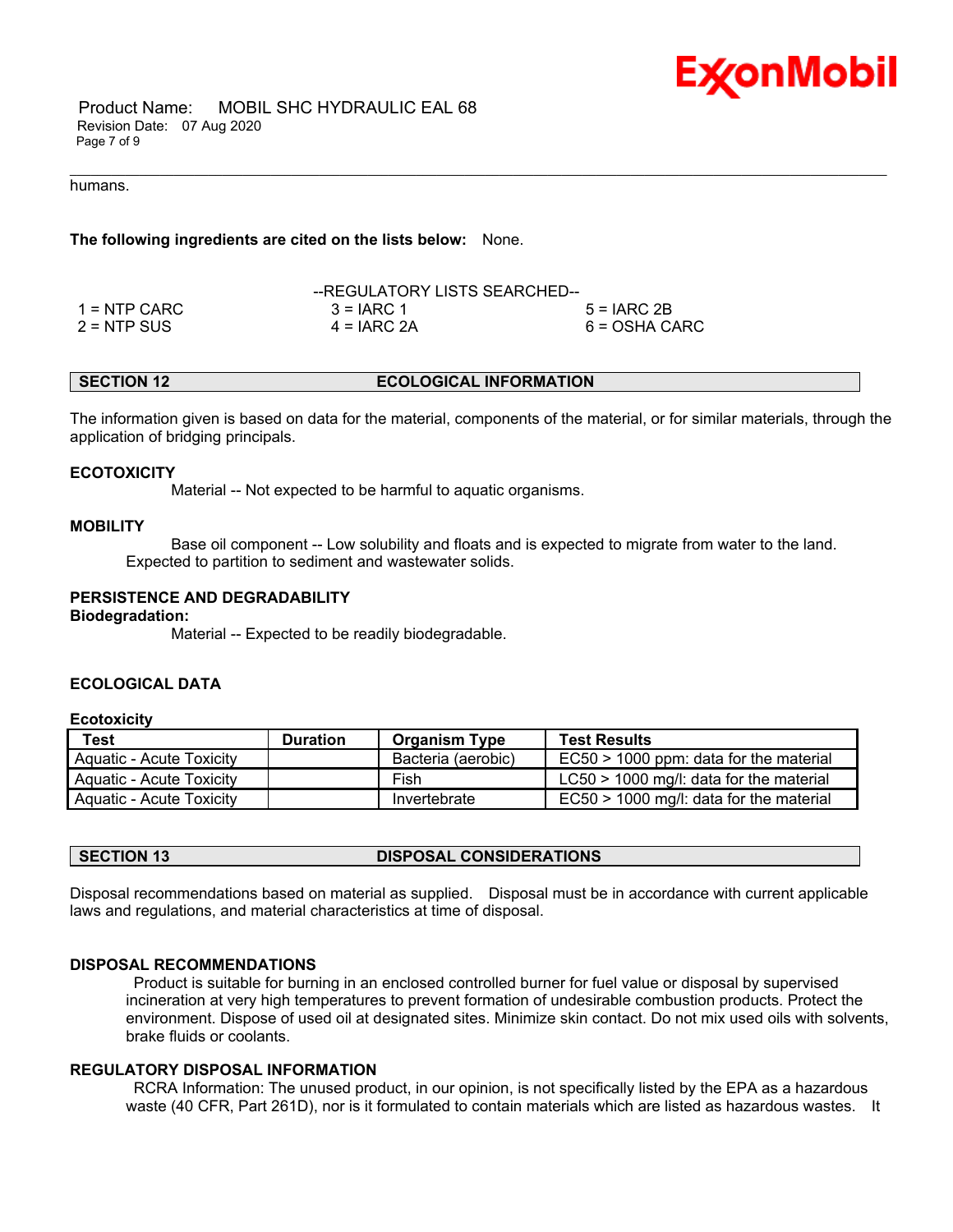humans.

**The following ingredients are cited on the lists below:** None.

--REGULATORY LISTS SEARCHED--

| | | |
|---|---|---|
| 1 = NTP CARC | 3 = IARC 1 | 5 = IARC 2B |
| 2 = NTP SUS | 4 = IARC 2A | 6 = OSHA CARC |

## SECTION 12 ECOLOGICAL INFORMATION

The information given is based on data for the material, components of the material, or for similar materials, through the application of bridging principals.

### ECOTOXICITY

Material -- Not expected to be harmful to aquatic organisms.

### MOBILITY

Base oil component -- Low solubility and floats and is expected to migrate from water to the land. Expected to partition to sediment and wastewater solids.

### PERSISTENCE AND DEGRADABILITY

**Biodegradation:**

Material -- Expected to be readily biodegradable.

### ECOLOGICAL DATA

**Ecotoxicity**

| Test | Duration | Organism Type | Test Results |
|---|---|---|---|
| Aquatic - Acute Toxicity | | Bacteria (aerobic) | EC50 > 1000 ppm: data for the material |
| Aquatic - Acute Toxicity | | Fish | LC50 > 1000 mg/l: data for the material |
| Aquatic - Acute Toxicity | | Invertebrate | EC50 > 1000 mg/l: data for the material |

## SECTION 13 DISPOSAL CONSIDERATIONS

Disposal recommendations based on material as supplied. Disposal must be in accordance with current applicable laws and regulations, and material characteristics at time of disposal.

### DISPOSAL RECOMMENDATIONS

Product is suitable for burning in an enclosed controlled burner for fuel value or disposal by supervised incineration at very high temperatures to prevent formation of undesirable combustion products. Protect the environment. Dispose of used oil at designated sites. Minimize skin contact. Do not mix used oils with solvents, brake fluids or coolants.

### REGULATORY DISPOSAL INFORMATION

RCRA Information: The unused product, in our opinion, is not specifically listed by the EPA as a hazardous waste (40 CFR, Part 261D), nor is it formulated to contain materials which are listed as hazardous wastes. It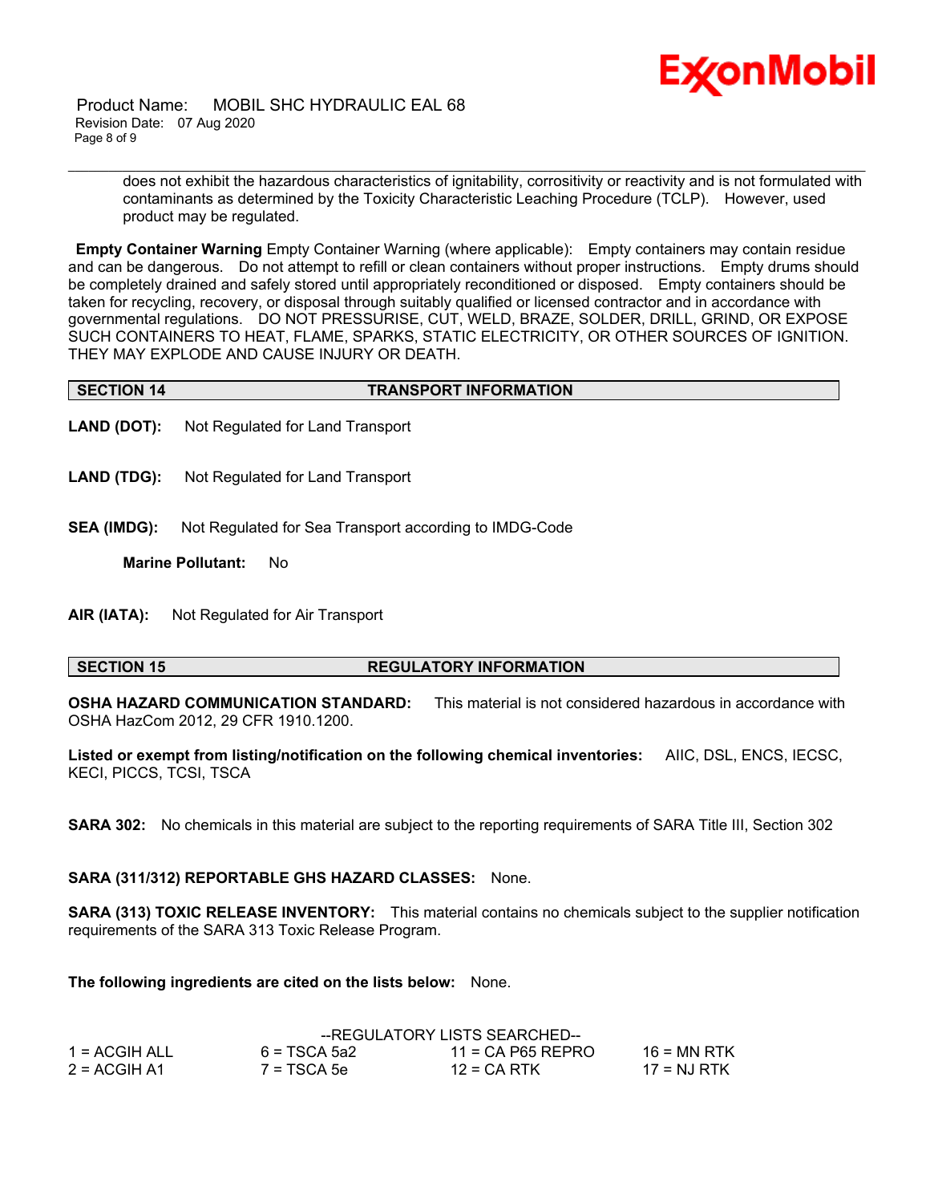does not exhibit the hazardous characteristics of ignitability, corrositivity or reactivity and is not formulated with contaminants as determined by the Toxicity Characteristic Leaching Procedure (TCLP). However, used product may be regulated.

**Empty Container Warning** Empty Container Warning (where applicable): Empty containers may contain residue and can be dangerous. Do not attempt to refill or clean containers without proper instructions. Empty drums should be completely drained and safely stored until appropriately reconditioned or disposed. Empty containers should be taken for recycling, recovery, or disposal through suitably qualified or licensed contractor and in accordance with governmental regulations. DO NOT PRESSURISE, CUT, WELD, BRAZE, SOLDER, DRILL, GRIND, OR EXPOSE SUCH CONTAINERS TO HEAT, FLAME, SPARKS, STATIC ELECTRICITY, OR OTHER SOURCES OF IGNITION. THEY MAY EXPLODE AND CAUSE INJURY OR DEATH.

## SECTION 14 TRANSPORT INFORMATION

**LAND (DOT):** Not Regulated for Land Transport

**LAND (TDG):** Not Regulated for Land Transport

**SEA (IMDG):** Not Regulated for Sea Transport according to IMDG-Code

**Marine Pollutant:** No

**AIR (IATA):** Not Regulated for Air Transport

## SECTION 15 REGULATORY INFORMATION

**OSHA HAZARD COMMUNICATION STANDARD:** This material is not considered hazardous in accordance with OSHA HazCom 2012, 29 CFR 1910.1200.

**Listed or exempt from listing/notification on the following chemical inventories:** AIIC, DSL, ENCS, IECSC, KECI, PICCS, TCSI, TSCA

**SARA 302:** No chemicals in this material are subject to the reporting requirements of SARA Title III, Section 302

**SARA (311/312) REPORTABLE GHS HAZARD CLASSES:** None.

**SARA (313) TOXIC RELEASE INVENTORY:** This material contains no chemicals subject to the supplier notification requirements of the SARA 313 Toxic Release Program.

**The following ingredients are cited on the lists below:** None.

--REGULATORY LISTS SEARCHED--

| | | | |
|---|---|---|---|
| 1 = ACGIH ALL | 6 = TSCA 5a2 | 11 = CA P65 REPRO | 16 = MN RTK |
| 2 = ACGIH A1 | 7 = TSCA 5e | 12 = CA RTK | 17 = NJ RTK |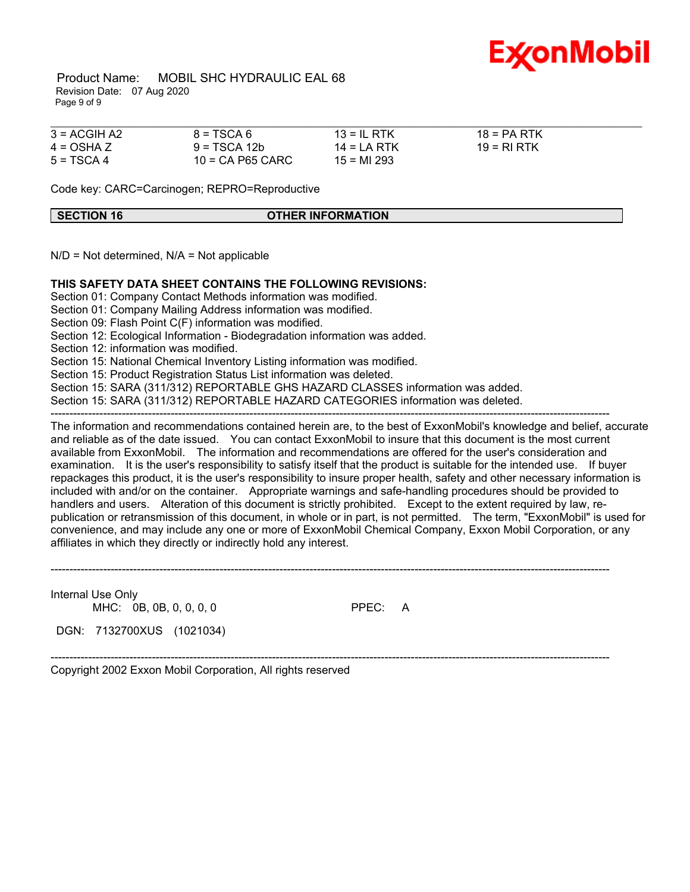| | | | |
|---|---|---|---|
| 3 = ACGIH A2 | 8 = TSCA 6 | 13 = IL RTK | 18 = PA RTK |
| 4 = OSHA Z | 9 = TSCA 12b | 14 = LA RTK | 19 = RI RTK |
| 5 = TSCA 4 | 10 = CA P65 CARC | 15 = MI 293 | |

Code key: CARC=Carcinogen; REPRO=Reproductive

## SECTION 16 OTHER INFORMATION

N/D = Not determined, N/A = Not applicable

**THIS SAFETY DATA SHEET CONTAINS THE FOLLOWING REVISIONS:**

Section 01: Company Contact Methods information was modified.
Section 01: Company Mailing Address information was modified.
Section 09: Flash Point C(F) information was modified.
Section 12: Ecological Information - Biodegradation information was added.
Section 12: information was modified.
Section 15: National Chemical Inventory Listing information was modified.
Section 15: Product Registration Status List information was deleted.
Section 15: SARA (311/312) REPORTABLE GHS HAZARD CLASSES information was added.
Section 15: SARA (311/312) REPORTABLE HAZARD CATEGORIES information was deleted.

-----------------------------------------------------------------------------------------------------------------------------------------------

The information and recommendations contained herein are, to the best of ExxonMobil's knowledge and belief, accurate and reliable as of the date issued. You can contact ExxonMobil to insure that this document is the most current available from ExxonMobil. The information and recommendations are offered for the user's consideration and examination. It is the user's responsibility to satisfy itself that the product is suitable for the intended use. If buyer repackages this product, it is the user's responsibility to insure proper health, safety and other necessary information is included with and/or on the container. Appropriate warnings and safe-handling procedures should be provided to handlers and users. Alteration of this document is strictly prohibited. Except to the extent required by law, re-publication or retransmission of this document, in whole or in part, is not permitted. The term, "ExxonMobil" is used for convenience, and may include any one or more of ExxonMobil Chemical Company, Exxon Mobil Corporation, or any affiliates in which they directly or indirectly hold any interest.

-----------------------------------------------------------------------------------------------------------------------------------------------

Internal Use Only
MHC: 0B, 0B, 0, 0, 0, 0 PPEC: A

DGN: 7132700XUS (1021034)

-----------------------------------------------------------------------------------------------------------------------------------------------

Copyright 2002 Exxon Mobil Corporation, All rights reserved